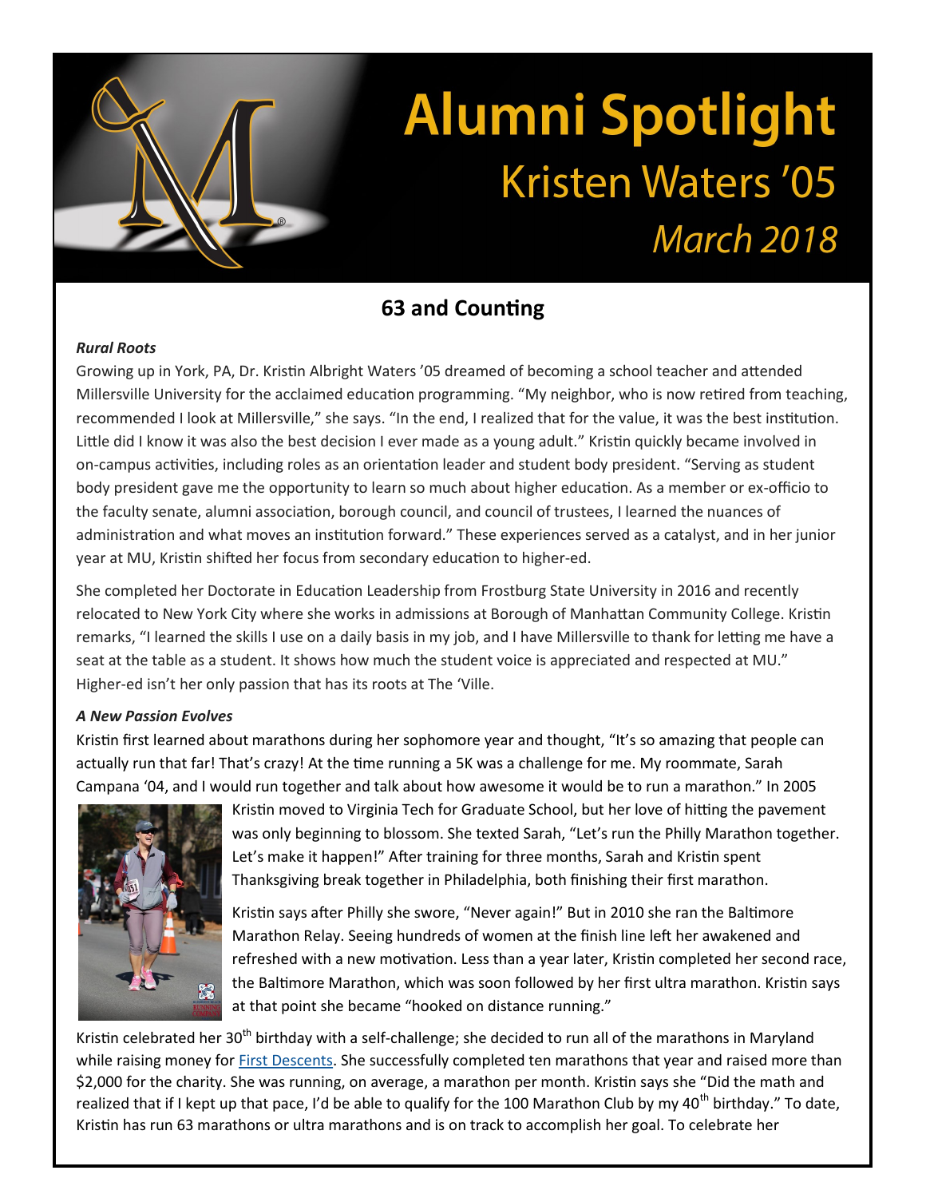# Alumni Spotlight

## Kristen Waters '05

*March 2018*

## 63 and Counting

***Rural Roots***

Growing up in York, PA, Dr. Kristin Albright Waters '05 dreamed of becoming a school teacher and attended Millersville University for the acclaimed education programming. "My neighbor, who is now retired from teaching, recommended I look at Millersville," she says. "In the end, I realized that for the value, it was the best institution. Little did I know it was also the best decision I ever made as a young adult." Kristin quickly became involved in on-campus activities, including roles as an orientation leader and student body president. "Serving as student body president gave me the opportunity to learn so much about higher education. As a member or ex-officio to the faculty senate, alumni association, borough council, and council of trustees, I learned the nuances of administration and what moves an institution forward." These experiences served as a catalyst, and in her junior year at MU, Kristin shifted her focus from secondary education to higher-ed.

She completed her Doctorate in Education Leadership from Frostburg State University in 2016 and recently relocated to New York City where she works in admissions at Borough of Manhattan Community College. Kristin remarks, "I learned the skills I use on a daily basis in my job, and I have Millersville to thank for letting me have a seat at the table as a student. It shows how much the student voice is appreciated and respected at MU." Higher-ed isn't her only passion that has its roots at The 'Ville.

***A New Passion Evolves***

Kristin first learned about marathons during her sophomore year and thought, "It's so amazing that people can actually run that far! That's crazy! At the time running a 5K was a challenge for me. My roommate, Sarah Campana '04, and I would run together and talk about how awesome it would be to run a marathon." In 2005 Kristin moved to Virginia Tech for Graduate School, but her love of hitting the pavement was only beginning to blossom. She texted Sarah, "Let's run the Philly Marathon together. Let's make it happen!" After training for three months, Sarah and Kristin spent Thanksgiving break together in Philadelphia, both finishing their first marathon.

Kristin says after Philly she swore, "Never again!" But in 2010 she ran the Baltimore Marathon Relay. Seeing hundreds of women at the finish line left her awakened and refreshed with a new motivation. Less than a year later, Kristin completed her second race, the Baltimore Marathon, which was soon followed by her first ultra marathon. Kristin says at that point she became "hooked on distance running."

Kristin celebrated her 30th birthday with a self-challenge; she decided to run all of the marathons in Maryland while raising money for First Descents. She successfully completed ten marathons that year and raised more than $2,000 for the charity. She was running, on average, a marathon per month. Kristin says she "Did the math and realized that if I kept up that pace, I'd be able to qualify for the 100 Marathon Club by my 40th birthday." To date, Kristin has run 63 marathons or ultra marathons and is on track to accomplish her goal. To celebrate her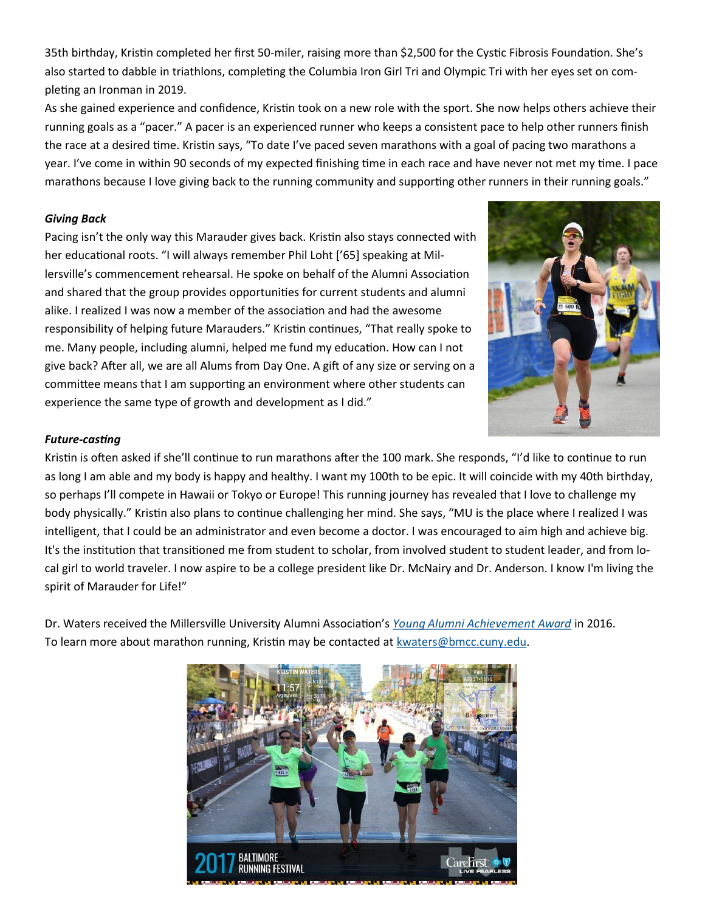35th birthday, Kristin completed her first 50-miler, raising more than $2,500 for the Cystic Fibrosis Foundation. She's also started to dabble in triathlons, completing the Columbia Iron Girl Tri and Olympic Tri with her eyes set on completing an Ironman in 2019.

As she gained experience and confidence, Kristin took on a new role with the sport. She now helps others achieve their running goals as a "pacer." A pacer is an experienced runner who keeps a consistent pace to help other runners finish the race at a desired time. Kristin says, "To date I've paced seven marathons with a goal of pacing two marathons a year. I've come in within 90 seconds of my expected finishing time in each race and have never not met my time. I pace marathons because I love giving back to the running community and supporting other runners in their running goals."

***Giving Back***

Pacing isn't the only way this Marauder gives back. Kristin also stays connected with her educational roots. "I will always remember Phil Loht ['65] speaking at Millersville's commencement rehearsal. He spoke on behalf of the Alumni Association and shared that the group provides opportunities for current students and alumni alike. I realized I was now a member of the association and had the awesome responsibility of helping future Marauders." Kristin continues, "That really spoke to me. Many people, including alumni, helped me fund my education. How can I not give back? After all, we are all Alums from Day One. A gift of any size or serving on a committee means that I am supporting an environment where other students can experience the same type of growth and development as I did."

***Future-casting***

Kristin is often asked if she'll continue to run marathons after the 100 mark. She responds, "I'd like to continue to run as long I am able and my body is happy and healthy. I want my 100th to be epic. It will coincide with my 40th birthday, so perhaps I'll compete in Hawaii or Tokyo or Europe! This running journey has revealed that I love to challenge my body physically." Kristin also plans to continue challenging her mind. She says, "MU is the place where I realized I was intelligent, that I could be an administrator and even become a doctor. I was encouraged to aim high and achieve big. It's the institution that transitioned me from student to scholar, from involved student to student leader, and from local girl to world traveler. I now aspire to be a college president like Dr. McNairy and Dr. Anderson. I know I'm living the spirit of Marauder for Life!"

Dr. Waters received the Millersville University Alumni Association's *Young Alumni Achievement Award* in 2016.
To learn more about marathon running, Kristin may be contacted at kwaters@bmcc.cuny.edu.